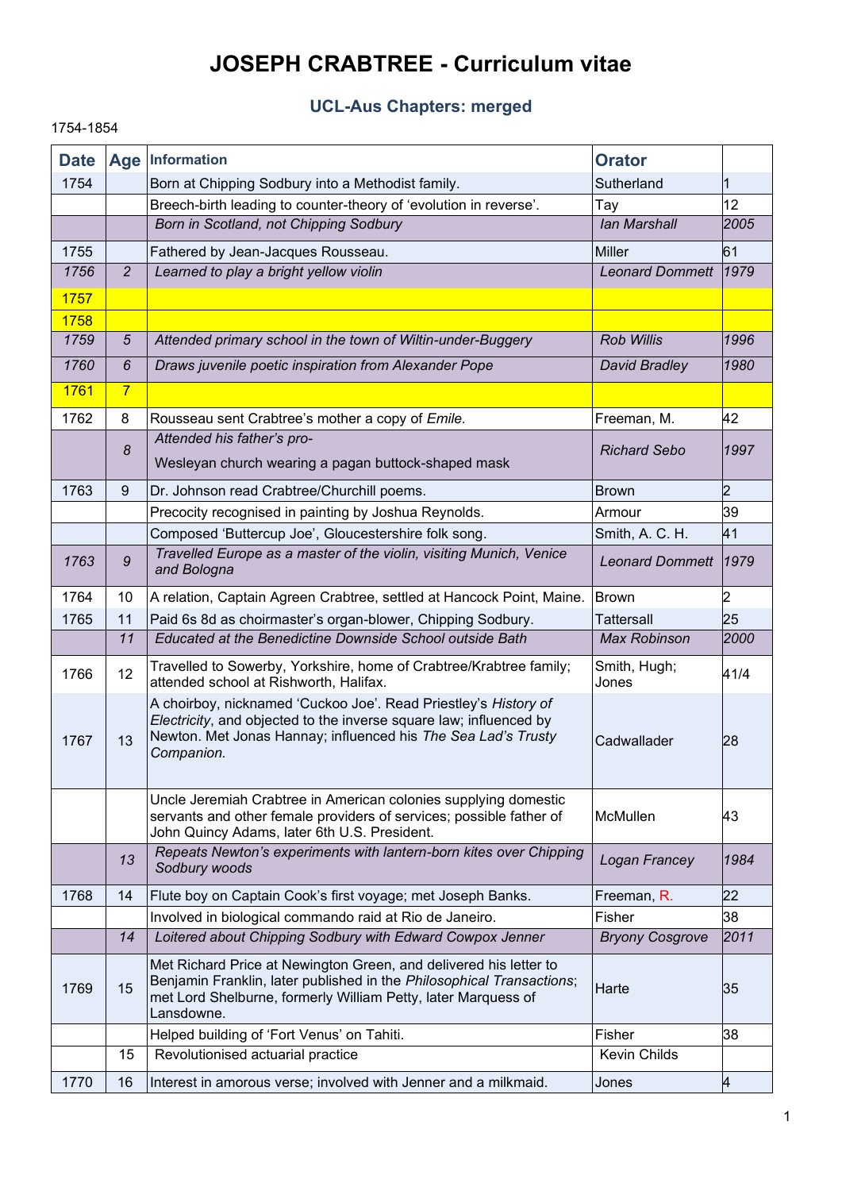# JOSEPH CRABTREE - Curriculum vitae

## UCL-Aus Chapters: merged

1754-1854

| Date | Age | Information | Orator | |
|---|---|---|---|---|
| 1754 | | Born at Chipping Sodbury into a Methodist family. | Sutherland | 1 |
| | | Breech-birth leading to counter-theory of ‘evolution in reverse’. | Tay | 12 |
| | | *Born in Scotland, not Chipping Sodbury* | *Ian Marshall* | *2005* |
| 1755 | | Fathered by Jean-Jacques Rousseau. | Miller | 61 |
| *1756* | *2* | *Learned to play a bright yellow violin* | *Leonard Dommett* | *1979* |
| 1757 | | | | |
| 1758 | | | | |
| *1759* | *5* | *Attended primary school in the town of Wiltin-under-Buggery* | *Rob Willis* | *1996* |
| *1760* | *6* | *Draws juvenile poetic inspiration from Alexander Pope* | *David Bradley* | *1980* |
| 1761 | 7 | | | |
| 1762 | 8 | Rousseau sent Crabtree’s mother a copy of *Emile.* | Freeman, M. | 42 |
| | *8* | *Attended his father’s pro-Wesleyan church wearing a pagan buttock-shaped mask* | *Richard Sebo* | *1997* |
| 1763 | 9 | Dr. Johnson read Crabtree/Churchill poems. | Brown | 2 |
| | | Precocity recognised in painting by Joshua Reynolds. | Armour | 39 |
| | | Composed ‘Buttercup Joe’, Gloucestershire folk song. | Smith, A. C. H. | 41 |
| *1763* | *9* | *Travelled Europe as a master of the violin, visiting Munich, Venice and Bologna* | *Leonard Dommett* | *1979* |
| 1764 | 10 | A relation, Captain Agreen Crabtree, settled at Hancock Point, Maine. | Brown | 2 |
| 1765 | 11 | Paid 6s 8d as choirmaster’s organ-blower, Chipping Sodbury. | Tattersall | 25 |
| | *11* | *Educated at the Benedictine Downside School outside Bath* | *Max Robinson* | *2000* |
| 1766 | 12 | Travelled to Sowerby, Yorkshire, home of Crabtree/Krabtree family; attended school at Rishworth, Halifax. | Smith, Hugh; Jones | 41/4 |
| 1767 | 13 | A choirboy, nicknamed ‘Cuckoo Joe’. Read Priestley’s *History of Electricity*, and objected to the inverse square law; influenced by Newton. Met Jonas Hannay; influenced his *The Sea Lad’s Trusty Companion.* | Cadwallader | 28 |
| | | Uncle Jeremiah Crabtree in American colonies supplying domestic servants and other female providers of services; possible father of John Quincy Adams, later 6th U.S. President. | McMullen | 43 |
| | *13* | *Repeats Newton’s experiments with lantern-born kites over Chipping Sodbury woods* | *Logan Francey* | *1984* |
| 1768 | 14 | Flute boy on Captain Cook’s first voyage; met Joseph Banks. | Freeman, R. | 22 |
| | | Involved in biological commando raid at Rio de Janeiro. | Fisher | 38 |
| | *14* | *Loitered about Chipping Sodbury with Edward Cowpox Jenner* | *Bryony Cosgrove* | *2011* |
| 1769 | 15 | Met Richard Price at Newington Green, and delivered his letter to Benjamin Franklin, later published in the *Philosophical Transactions*; met Lord Shelburne, formerly William Petty, later Marquess of Lansdowne. | Harte | 35 |
| | | Helped building of ‘Fort Venus’ on Tahiti. | Fisher | 38 |
| | 15 | Revolutionised actuarial practice | Kevin Childs | |
| 1770 | 16 | Interest in amorous verse; involved with Jenner and a milkmaid. | Jones | 4 |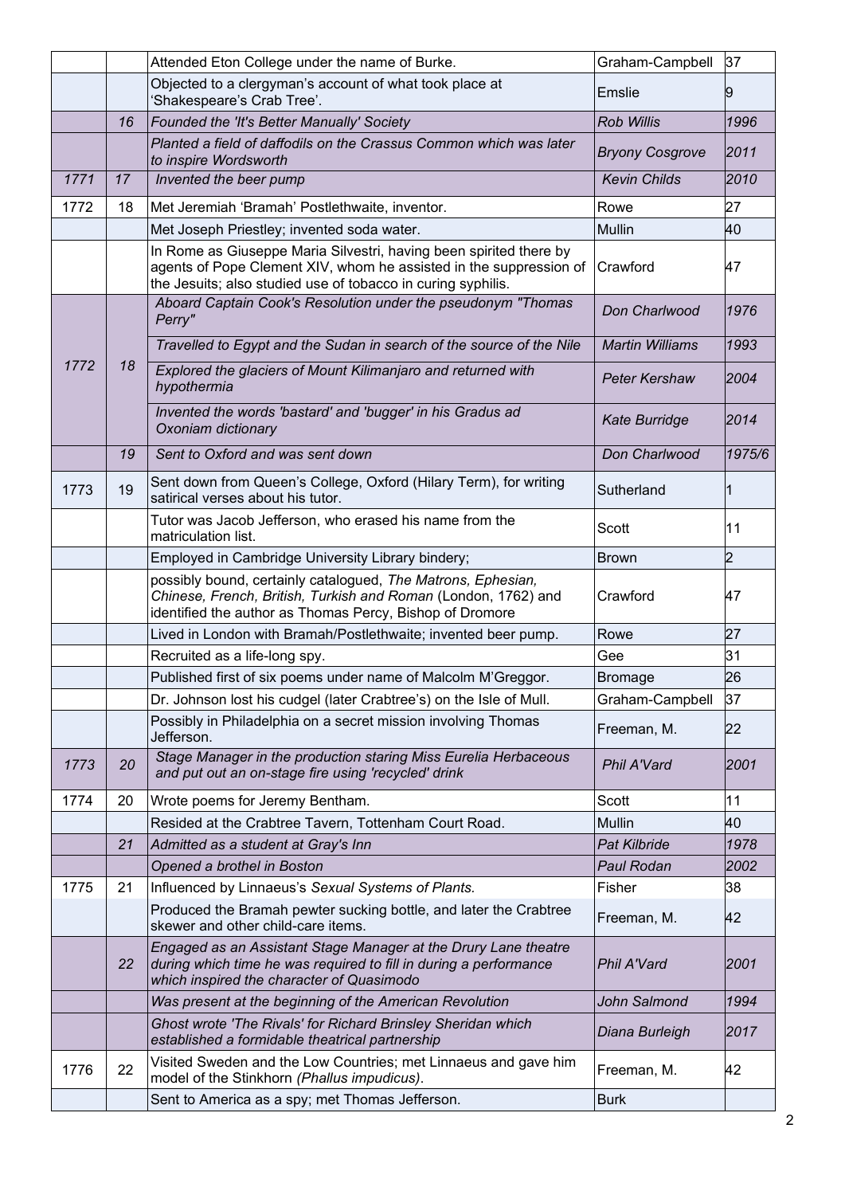| | | | | |
|---|---|---|---|---|
| | | Attended Eton College under the name of Burke. | Graham-Campbell | 37 |
| | | Objected to a clergyman's account of what took place at 'Shakespeare's Crab Tree'. | Emslie | 9 |
| | *16* | *Founded the 'It's Better Manually' Society* | *Rob Willis* | *1996* |
| | | *Planted a field of daffodils on the Crassus Common which was later to inspire Wordsworth* | *Bryony Cosgrove* | *2011* |
| *1771* | *17* | *Invented the beer pump* | *Kevin Childs* | *2010* |
| 1772 | 18 | Met Jeremiah 'Bramah' Postlethwaite, inventor. | Rowe | 27 |
| | | Met Joseph Priestley; invented soda water. | Mullin | 40 |
| | | In Rome as Giuseppe Maria Silvestri, having been spirited there by agents of Pope Clement XIV, whom he assisted in the suppression of the Jesuits; also studied use of tobacco in curing syphilis. | Crawford | 47 |
| *1772* | *18* | *Aboard Captain Cook's Resolution under the pseudonym "Thomas Perry"* | *Don Charlwood* | *1976* |
| | | *Travelled to Egypt and the Sudan in search of the source of the Nile* | *Martin Williams* | *1993* |
| | | *Explored the glaciers of Mount Kilimanjaro and returned with hypothermia* | *Peter Kershaw* | *2004* |
| | | *Invented the words 'bastard' and 'bugger' in his Gradus ad Oxoniam dictionary* | *Kate Burridge* | *2014* |
| | *19* | *Sent to Oxford and was sent down* | *Don Charlwood* | *1975/6* |
| 1773 | 19 | Sent down from Queen's College, Oxford (Hilary Term), for writing satirical verses about his tutor. | Sutherland | 1 |
| | | Tutor was Jacob Jefferson, who erased his name from the matriculation list. | Scott | 11 |
| | | Employed in Cambridge University Library bindery; | Brown | 2 |
| | | possibly bound, certainly catalogued, *The Matrons, Ephesian, Chinese, French, British, Turkish and Roman* (London, 1762) and identified the author as Thomas Percy, Bishop of Dromore | Crawford | 47 |
| | | Lived in London with Bramah/Postlethwaite; invented beer pump. | Rowe | 27 |
| | | Recruited as a life-long spy. | Gee | 31 |
| | | Published first of six poems under name of Malcolm M'Greggor. | Bromage | 26 |
| | | Dr. Johnson lost his cudgel (later Crabtree's) on the Isle of Mull. | Graham-Campbell | 37 |
| | | Possibly in Philadelphia on a secret mission involving Thomas Jefferson. | Freeman, M. | 22 |
| *1773* | *20* | *Stage Manager in the production staring Miss Eurelia Herbaceous and put out an on-stage fire using 'recycled' drink* | *Phil A'Vard* | *2001* |
| 1774 | 20 | Wrote poems for Jeremy Bentham. | Scott | 11 |
| | | Resided at the Crabtree Tavern, Tottenham Court Road. | Mullin | 40 |
| | *21* | *Admitted as a student at Gray's Inn* | *Pat Kilbride* | *1978* |
| | | *Opened a brothel in Boston* | *Paul Rodan* | *2002* |
| 1775 | 21 | Influenced by Linnaeus's *Sexual Systems of Plants.* | Fisher | 38 |
| | | Produced the Bramah pewter sucking bottle, and later the Crabtree skewer and other child-care items. | Freeman, M. | 42 |
| | *22* | *Engaged as an Assistant Stage Manager at the Drury Lane theatre during which time he was required to fill in during a performance which inspired the character of Quasimodo* | *Phil A'Vard* | *2001* |
| | | *Was present at the beginning of the American Revolution* | *John Salmond* | *1994* |
| | | *Ghost wrote 'The Rivals' for Richard Brinsley Sheridan which established a formidable theatrical partnership* | *Diana Burleigh* | *2017* |
| 1776 | 22 | Visited Sweden and the Low Countries; met Linnaeus and gave him model of the Stinkhorn *(Phallus impudicus)*. | Freeman, M. | 42 |
| | | Sent to America as a spy; met Thomas Jefferson. | Burk | |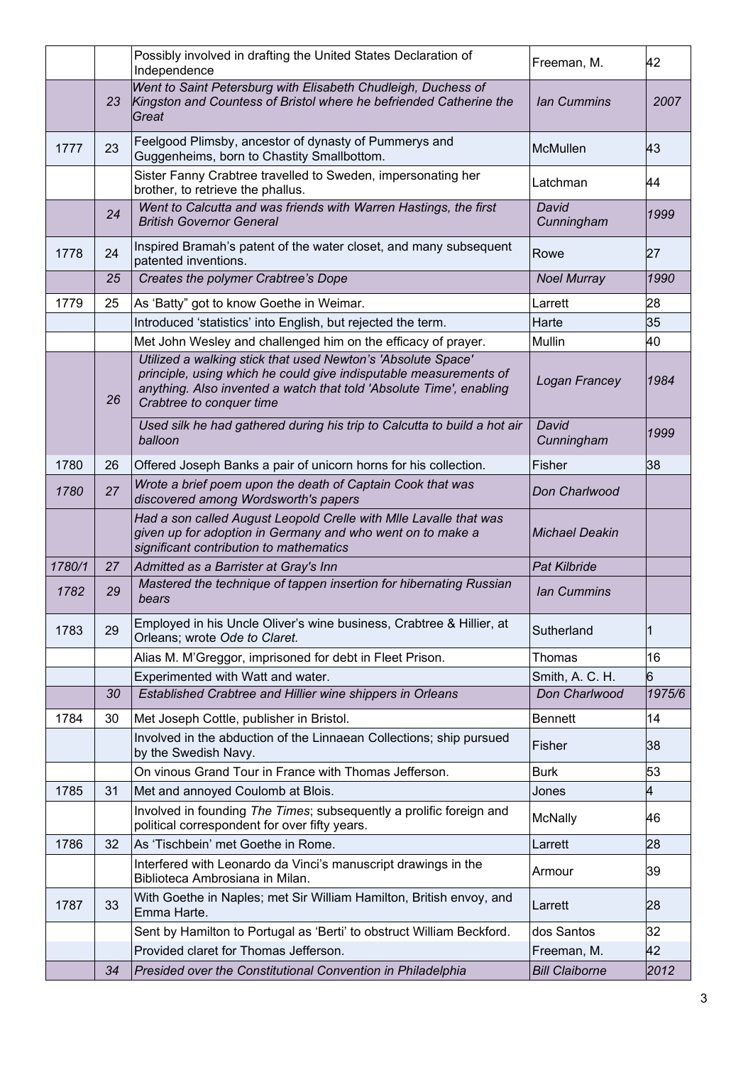| | | | | |
|---|---|---|---|---|
| | | Possibly involved in drafting the United States Declaration of Independence | Freeman, M. | 42 |
| | *23* | *Went to Saint Petersburg with Elisabeth Chudleigh, Duchess of Kingston and Countess of Bristol where he befriended Catherine the Great* | *Ian Cummins* | *2007* |
| 1777 | 23 | Feelgood Plimsby, ancestor of dynasty of Pummerys and Guggenheims, born to Chastity Smallbottom. | McMullen | 43 |
| | | Sister Fanny Crabtree travelled to Sweden, impersonating her brother, to retrieve the phallus. | Latchman | 44 |
| | *24* | *Went to Calcutta and was friends with Warren Hastings, the first British Governor General* | *David Cunningham* | *1999* |
| 1778 | 24 | Inspired Bramah's patent of the water closet, and many subsequent patented inventions. | Rowe | 27 |
| | *25* | *Creates the polymer Crabtree's Dope* | *Noel Murray* | *1990* |
| 1779 | 25 | As 'Batty" got to know Goethe in Weimar. | Larrett | 28 |
| | | Introduced 'statistics' into English, but rejected the term. | Harte | 35 |
| | | Met John Wesley and challenged him on the efficacy of prayer. | Mullin | 40 |
| | *26* | *Utilized a walking stick that used Newton's 'Absolute Space' principle, using which he could give indisputable measurements of anything. Also invented a watch that told 'Absolute Time', enabling Crabtree to conquer time* | *Logan Francey* | *1984* |
| | | *Used silk he had gathered during his trip to Calcutta to build a hot air balloon* | *David Cunningham* | *1999* |
| 1780 | 26 | Offered Joseph Banks a pair of unicorn horns for his collection. | Fisher | 38 |
| *1780* | *27* | *Wrote a brief poem upon the death of Captain Cook that was discovered among Wordsworth's papers* | *Don Charlwood* | |
| | | *Had a son called August Leopold Crelle with Mlle Lavalle that was given up for adoption in Germany and who went on to make a significant contribution to mathematics* | *Michael Deakin* | |
| *1780/1* | *27* | *Admitted as a Barrister at Gray's Inn* | *Pat Kilbride* | |
| *1782* | *29* | *Mastered the technique of tappen insertion for hibernating Russian bears* | *Ian Cummins* | |
| 1783 | 29 | Employed in his Uncle Oliver's wine business, Crabtree & Hillier, at Orleans; wrote *Ode to Claret.* | Sutherland | 1 |
| | | Alias M. M'Greggor, imprisoned for debt in Fleet Prison. | Thomas | 16 |
| | | Experimented with Watt and water. | Smith, A. C. H. | 6 |
| | *30* | *Established Crabtree and Hillier wine shippers in Orleans* | *Don Charlwood* | *1975/6* |
| 1784 | 30 | Met Joseph Cottle, publisher in Bristol. | Bennett | 14 |
| | | Involved in the abduction of the Linnaean Collections; ship pursued by the Swedish Navy. | Fisher | 38 |
| | | On vinous Grand Tour in France with Thomas Jefferson. | Burk | 53 |
| 1785 | 31 | Met and annoyed Coulomb at Blois. | Jones | 4 |
| | | Involved in founding *The Times*; subsequently a prolific foreign and political correspondent for over fifty years. | McNally | 46 |
| 1786 | 32 | As 'Tischbein' met Goethe in Rome. | Larrett | 28 |
| | | Interfered with Leonardo da Vinci's manuscript drawings in the Biblioteca Ambrosiana in Milan. | Armour | 39 |
| 1787 | 33 | With Goethe in Naples; met Sir William Hamilton, British envoy, and Emma Harte. | Larrett | 28 |
| | | Sent by Hamilton to Portugal as 'Berti' to obstruct William Beckford. | dos Santos | 32 |
| | | Provided claret for Thomas Jefferson. | Freeman, M. | 42 |
| | *34* | *Presided over the Constitutional Convention in Philadelphia* | *Bill Claiborne* | *2012* |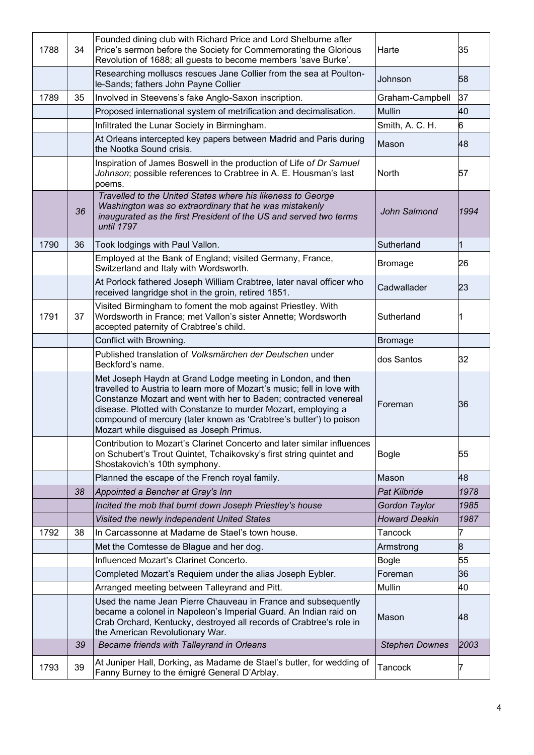| | | | | |
|---|---|---|---|---|
| 1788 | 34 | Founded dining club with Richard Price and Lord Shelburne after Price's sermon before the Society for Commemorating the Glorious Revolution of 1688; all guests to become members 'save Burke'. | Harte | 35 |
| | | Researching molluscs rescues Jane Collier from the sea at Poulton-le-Sands; fathers John Payne Collier | Johnson | 58 |
| 1789 | 35 | Involved in Steevens's fake Anglo-Saxon inscription. | Graham-Campbell | 37 |
| | | Proposed international system of metrification and decimalisation. | Mullin | 40 |
| | | Infiltrated the Lunar Society in Birmingham. | Smith, A. C. H. | 6 |
| | | At Orleans intercepted key papers between Madrid and Paris during the Nootka Sound crisis. | Mason | 48 |
| | | Inspiration of James Boswell in the production of Life o*f Dr Samuel Johnson*; possible references to Crabtree in A. E. Housman's last poems. | North | 57 |
| | *36* | *Travelled to the United States where his likeness to George Washington was so extraordinary that he was mistakenly inaugurated as the first President of the US and served two terms until 1797* | *John Salmond* | *1994* |
| 1790 | 36 | Took lodgings with Paul Vallon. | Sutherland | 1 |
| | | Employed at the Bank of England; visited Germany, France, Switzerland and Italy with Wordsworth. | Bromage | 26 |
| | | At Porlock fathered Joseph William Crabtree, later naval officer who received langridge shot in the groin, retired 1851. | Cadwallader | 23 |
| 1791 | 37 | Visited Birmingham to foment the mob against Priestley. With Wordsworth in France; met Vallon's sister Annette; Wordsworth accepted paternity of Crabtree's child. | Sutherland | 1 |
| | | Conflict with Browning. | Bromage | |
| | | Published translation of *Volksmärchen der Deutschen* under Beckford's name. | dos Santos | 32 |
| | | Met Joseph Haydn at Grand Lodge meeting in London, and then travelled to Austria to learn more of Mozart's music; fell in love with Constanze Mozart and went with her to Baden; contracted venereal disease. Plotted with Constanze to murder Mozart, employing a compound of mercury (later known as 'Crabtree's butter') to poison Mozart while disguised as Joseph Primus. | Foreman | 36 |
| | | Contribution to Mozart's Clarinet Concerto and later similar influences on Schubert's Trout Quintet, Tchaikovsky's first string quintet and Shostakovich's 10th symphony. | Bogle | 55 |
| | | Planned the escape of the French royal family. | Mason | 48 |
| | *38* | *Appointed a Bencher at Gray's Inn* | *Pat Kilbride* | *1978* |
| | | *Incited the mob that burnt down Joseph Priestley's house* | *Gordon Taylor* | *1985* |
| | | *Visited the newly independent United States* | *Howard Deakin* | *1987* |
| 1792 | 38 | In Carcassonne at Madame de Stael's town house. | Tancock | 7 |
| | | Met the Comtesse de Blague and her dog. | Armstrong | 8 |
| | | Influenced Mozart's Clarinet Concerto. | Bogle | 55 |
| | | Completed Mozart's Requiem under the alias Joseph Eybler. | Foreman | 36 |
| | | Arranged meeting between Talleyrand and Pitt. | Mullin | 40 |
| | | Used the name Jean Pierre Chauveau in France and subsequently became a colonel in Napoleon's Imperial Guard. An Indian raid on Crab Orchard, Kentucky, destroyed all records of Crabtree's role in the American Revolutionary War. | Mason | 48 |
| | *39* | *Became friends with Talleyrand in Orleans* | *Stephen Downes* | *2003* |
| 1793 | 39 | At Juniper Hall, Dorking, as Madame de Stael's butler, for wedding of Fanny Burney to the émigré General D'Arblay. | Tancock | 7 |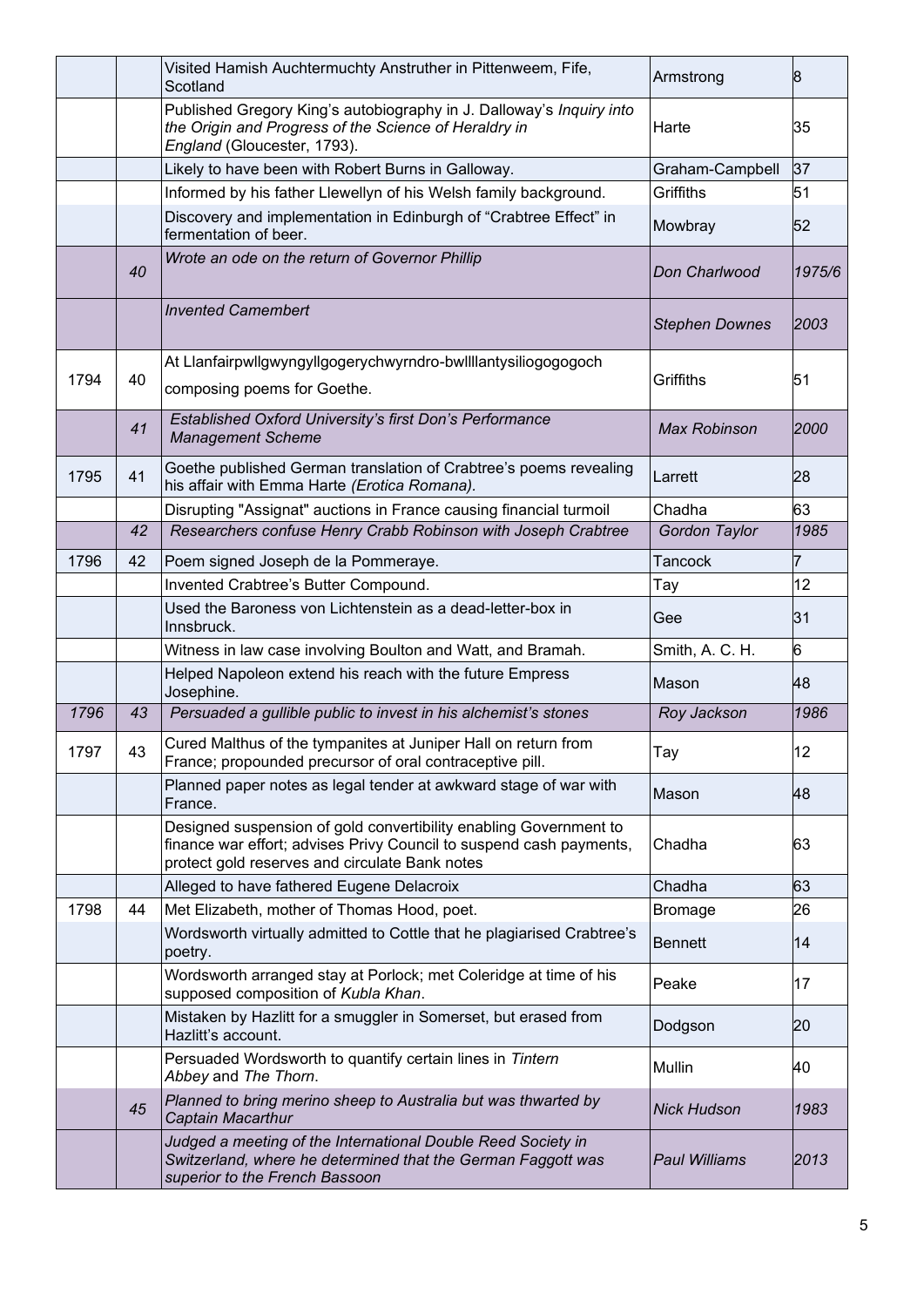| | | | | |
|---|---|---|---|---|
| | | Visited Hamish Auchtermuchty Anstruther in Pittenweem, Fife, Scotland | Armstrong | 8 |
| | | Published Gregory King's autobiography in J. Dalloway's *Inquiry into the Origin and Progress of the Science of Heraldry in England* (Gloucester, 1793). | Harte | 35 |
| | | Likely to have been with Robert Burns in Galloway. | Graham-Campbell | 37 |
| | | Informed by his father Llewellyn of his Welsh family background. | Griffiths | 51 |
| | | Discovery and implementation in Edinburgh of "Crabtree Effect" in fermentation of beer. | Mowbray | 52 |
| | *40* | *Wrote an ode on the return of Governor Phillip* | *Don Charlwood* | *1975/6* |
| | | *Invented Camembert* | *Stephen Downes* | *2003* |
| 1794 | 40 | At Llanfairpwllgwyngyllgogerychwyrndro-bwllllantysiliogogogoch composing poems for Goethe. | Griffiths | 51 |
| | *41* | *Established Oxford University's first Don's Performance Management Scheme* | *Max Robinson* | *2000* |
| 1795 | 41 | Goethe published German translation of Crabtree's poems revealing his affair with Emma Harte *(Erotica Romana).* | Larrett | 28 |
| | | Disrupting "Assignat" auctions in France causing financial turmoil | Chadha | 63 |
| | *42* | *Researchers confuse Henry Crabb Robinson with Joseph Crabtree* | *Gordon Taylor* | *1985* |
| 1796 | 42 | Poem signed Joseph de la Pommeraye. | Tancock | 7 |
| | | Invented Crabtree's Butter Compound. | Tay | 12 |
| | | Used the Baroness von Lichtenstein as a dead-letter-box in Innsbruck. | Gee | 31 |
| | | Witness in law case involving Boulton and Watt, and Bramah. | Smith, A. C. H. | 6 |
| | | Helped Napoleon extend his reach with the future Empress Josephine. | Mason | 48 |
| *1796* | *43* | *Persuaded a gullible public to invest in his alchemist's stones* | *Roy Jackson* | *1986* |
| 1797 | 43 | Cured Malthus of the tympanites at Juniper Hall on return from France; propounded precursor of oral contraceptive pill. | Tay | 12 |
| | | Planned paper notes as legal tender at awkward stage of war with France. | Mason | 48 |
| | | Designed suspension of gold convertibility enabling Government to finance war effort; advises Privy Council to suspend cash payments, protect gold reserves and circulate Bank notes | Chadha | 63 |
| | | Alleged to have fathered Eugene Delacroix | Chadha | 63 |
| 1798 | 44 | Met Elizabeth, mother of Thomas Hood, poet. | Bromage | 26 |
| | | Wordsworth virtually admitted to Cottle that he plagiarised Crabtree's poetry. | Bennett | 14 |
| | | Wordsworth arranged stay at Porlock; met Coleridge at time of his supposed composition of *Kubla Khan*. | Peake | 17 |
| | | Mistaken by Hazlitt for a smuggler in Somerset, but erased from Hazlitt's account. | Dodgson | 20 |
| | | Persuaded Wordsworth to quantify certain lines in *Tintern Abbey* and *The Thorn*. | Mullin | 40 |
| | *45* | *Planned to bring merino sheep to Australia but was thwarted by Captain Macarthur* | *Nick Hudson* | *1983* |
| | | *Judged a meeting of the International Double Reed Society in Switzerland, where he determined that the German Faggott was superior to the French Bassoon* | *Paul Williams* | *2013* |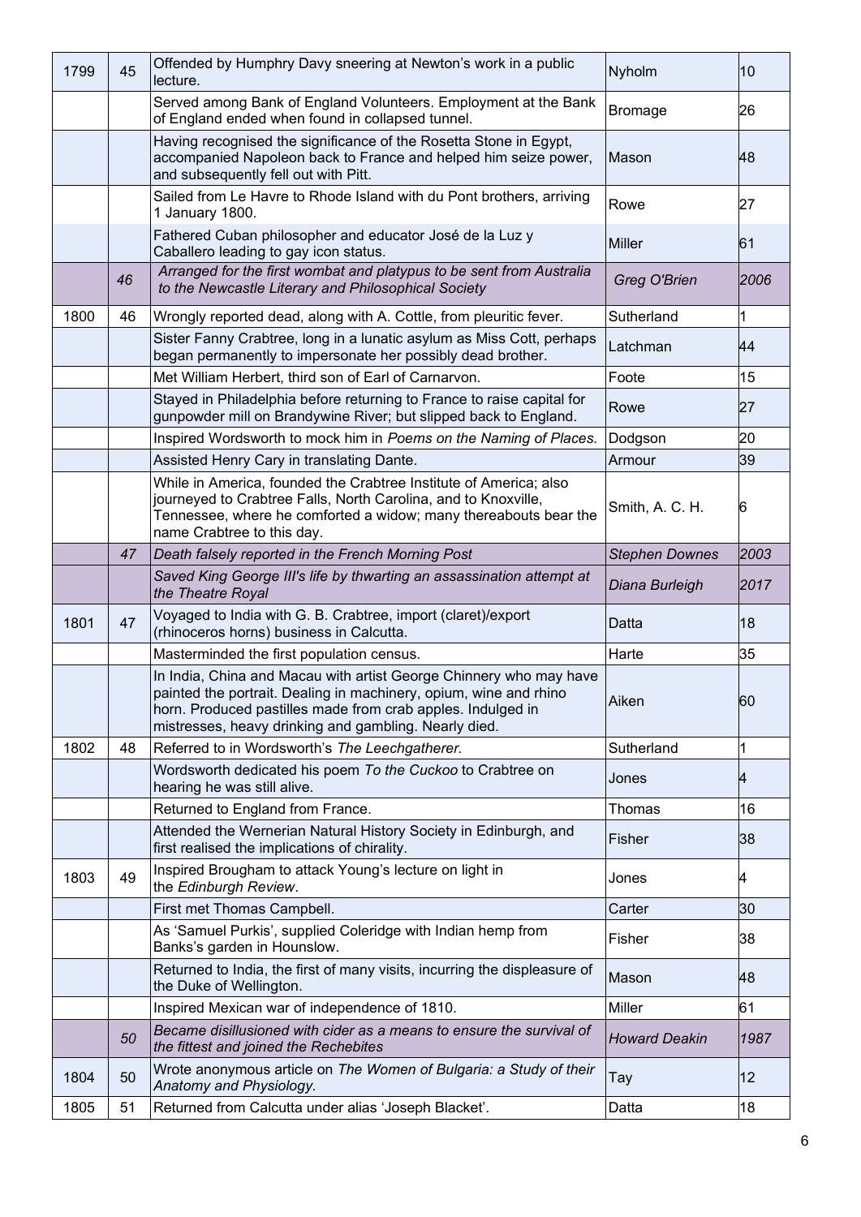| | | | | |
|---|---|---|---|---|
| 1799 | 45 | Offended by Humphry Davy sneering at Newton's work in a public lecture. | Nyholm | 10 |
| | | Served among Bank of England Volunteers. Employment at the Bank of England ended when found in collapsed tunnel. | Bromage | 26 |
| | | Having recognised the significance of the Rosetta Stone in Egypt, accompanied Napoleon back to France and helped him seize power, and subsequently fell out with Pitt. | Mason | 48 |
| | | Sailed from Le Havre to Rhode Island with du Pont brothers, arriving 1 January 1800. | Rowe | 27 |
| | | Fathered Cuban philosopher and educator José de la Luz y Caballero leading to gay icon status. | Miller | 61 |
| | *46* | *Arranged for the first wombat and platypus to be sent from Australia to the Newcastle Literary and Philosophical Society* | *Greg O'Brien* | *2006* |
| 1800 | 46 | Wrongly reported dead, along with A. Cottle, from pleuritic fever. | Sutherland | 1 |
| | | Sister Fanny Crabtree, long in a lunatic asylum as Miss Cott, perhaps began permanently to impersonate her possibly dead brother. | Latchman | 44 |
| | | Met William Herbert, third son of Earl of Carnarvon. | Foote | 15 |
| | | Stayed in Philadelphia before returning to France to raise capital for gunpowder mill on Brandywine River; but slipped back to England. | Rowe | 27 |
| | | Inspired Wordsworth to mock him in *Poems on the Naming of Places.* | Dodgson | 20 |
| | | Assisted Henry Cary in translating Dante. | Armour | 39 |
| | | While in America, founded the Crabtree Institute of America; also journeyed to Crabtree Falls, North Carolina, and to Knoxville, Tennessee, where he comforted a widow; many thereabouts bear the name Crabtree to this day. | Smith, A. C. H. | 6 |
| | *47* | *Death falsely reported in the French Morning Post* | *Stephen Downes* | *2003* |
| | | *Saved King George III's life by thwarting an assassination attempt at the Theatre Royal* | *Diana Burleigh* | *2017* |
| 1801 | 47 | Voyaged to India with G. B. Crabtree, import (claret)/export (rhinoceros horns) business in Calcutta. | Datta | 18 |
| | | Masterminded the first population census. | Harte | 35 |
| | | In India, China and Macau with artist George Chinnery who may have painted the portrait. Dealing in machinery, opium, wine and rhino horn. Produced pastilles made from crab apples. Indulged in mistresses, heavy drinking and gambling. Nearly died. | Aiken | 60 |
| 1802 | 48 | Referred to in Wordsworth's *The Leechgatherer.* | Sutherland | 1 |
| | | Wordsworth dedicated his poem *To the Cuckoo* to Crabtree on hearing he was still alive. | Jones | 4 |
| | | Returned to England from France. | Thomas | 16 |
| | | Attended the Wernerian Natural History Society in Edinburgh, and first realised the implications of chirality. | Fisher | 38 |
| 1803 | 49 | Inspired Brougham to attack Young's lecture on light in the *Edinburgh Review*. | Jones | 4 |
| | | First met Thomas Campbell. | Carter | 30 |
| | | As 'Samuel Purkis', supplied Coleridge with Indian hemp from Banks's garden in Hounslow. | Fisher | 38 |
| | | Returned to India, the first of many visits, incurring the displeasure of the Duke of Wellington. | Mason | 48 |
| | | Inspired Mexican war of independence of 1810. | Miller | 61 |
| | *50* | *Became disillusioned with cider as a means to ensure the survival of the fittest and joined the Rechebites* | *Howard Deakin* | *1987* |
| 1804 | 50 | Wrote anonymous article on *The Women of Bulgaria: a Study of their Anatomy and Physiology.* | Tay | 12 |
| 1805 | 51 | Returned from Calcutta under alias 'Joseph Blacket'. | Datta | 18 |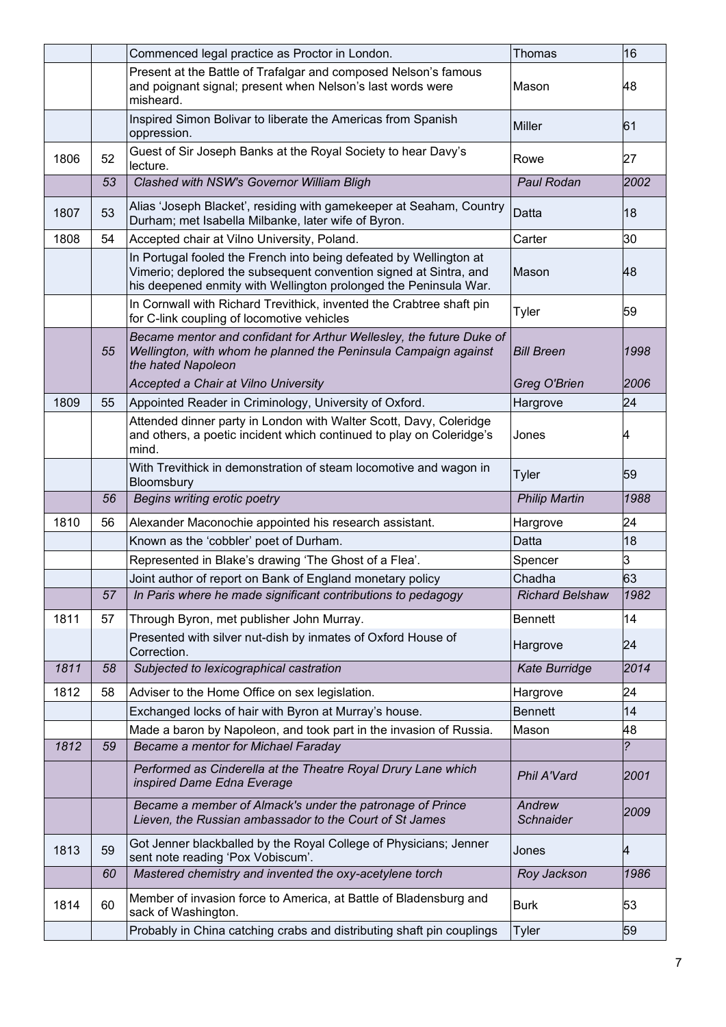| | | | | |
|---|---|---|---|---|
| | | Commenced legal practice as Proctor in London. | Thomas | 16 |
| | | Present at the Battle of Trafalgar and composed Nelson's famous and poignant signal; present when Nelson's last words were misheard. | Mason | 48 |
| | | Inspired Simon Bolivar to liberate the Americas from Spanish oppression. | Miller | 61 |
| 1806 | 52 | Guest of Sir Joseph Banks at the Royal Society to hear Davy's lecture. | Rowe | 27 |
| | *53* | *Clashed with NSW's Governor William Bligh* | *Paul Rodan* | *2002* |
| 1807 | 53 | Alias 'Joseph Blacket', residing with gamekeeper at Seaham, Country Durham; met Isabella Milbanke, later wife of Byron. | Datta | 18 |
| 1808 | 54 | Accepted chair at Vilno University, Poland. | Carter | 30 |
| | | In Portugal fooled the French into being defeated by Wellington at Vimerio; deplored the subsequent convention signed at Sintra, and his deepened enmity with Wellington prolonged the Peninsula War. | Mason | 48 |
| | | In Cornwall with Richard Trevithick, invented the Crabtree shaft pin for C-link coupling of locomotive vehicles | Tyler | 59 |
| | *55* | *Became mentor and confidant for Arthur Wellesley, the future Duke of Wellington, with whom he planned the Peninsula Campaign against the hated Napoleon* | *Bill Breen* | *1998* |
| | | *Accepted a Chair at Vilno University* | *Greg O'Brien* | *2006* |
| 1809 | 55 | Appointed Reader in Criminology, University of Oxford. | Hargrove | 24 |
| | | Attended dinner party in London with Walter Scott, Davy, Coleridge and others, a poetic incident which continued to play on Coleridge's mind. | Jones | 4 |
| | | With Trevithick in demonstration of steam locomotive and wagon in Bloomsbury | Tyler | 59 |
| | *56* | *Begins writing erotic poetry* | *Philip Martin* | *1988* |
| 1810 | 56 | Alexander Maconochie appointed his research assistant. | Hargrove | 24 |
| | | Known as the 'cobbler' poet of Durham. | Datta | 18 |
| | | Represented in Blake's drawing 'The Ghost of a Flea'. | Spencer | 3 |
| | | Joint author of report on Bank of England monetary policy | Chadha | 63 |
| | *57* | *In Paris where he made significant contributions to pedagogy* | *Richard Belshaw* | *1982* |
| 1811 | 57 | Through Byron, met publisher John Murray. | Bennett | 14 |
| | | Presented with silver nut-dish by inmates of Oxford House of Correction. | Hargrove | 24 |
| *1811* | *58* | *Subjected to lexicographical castration* | *Kate Burridge* | *2014* |
| 1812 | 58 | Adviser to the Home Office on sex legislation. | Hargrove | 24 |
| | | Exchanged locks of hair with Byron at Murray's house. | Bennett | 14 |
| | | Made a baron by Napoleon, and took part in the invasion of Russia. | Mason | 48 |
| *1812* | *59* | *Became a mentor for Michael Faraday* | | *?* |
| | | *Performed as Cinderella at the Theatre Royal Drury Lane which inspired Dame Edna Everage* | *Phil A'Vard* | *2001* |
| | | *Became a member of Almack's under the patronage of Prince Lieven, the Russian ambassador to the Court of St James* | *Andrew Schnaider* | *2009* |
| 1813 | 59 | Got Jenner blackballed by the Royal College of Physicians; Jenner sent note reading 'Pox Vobiscum'. | Jones | 4 |
| | *60* | *Mastered chemistry and invented the oxy-acetylene torch* | *Roy Jackson* | *1986* |
| 1814 | 60 | Member of invasion force to America, at Battle of Bladensburg and sack of Washington. | Burk | 53 |
| | | Probably in China catching crabs and distributing shaft pin couplings | Tyler | 59 |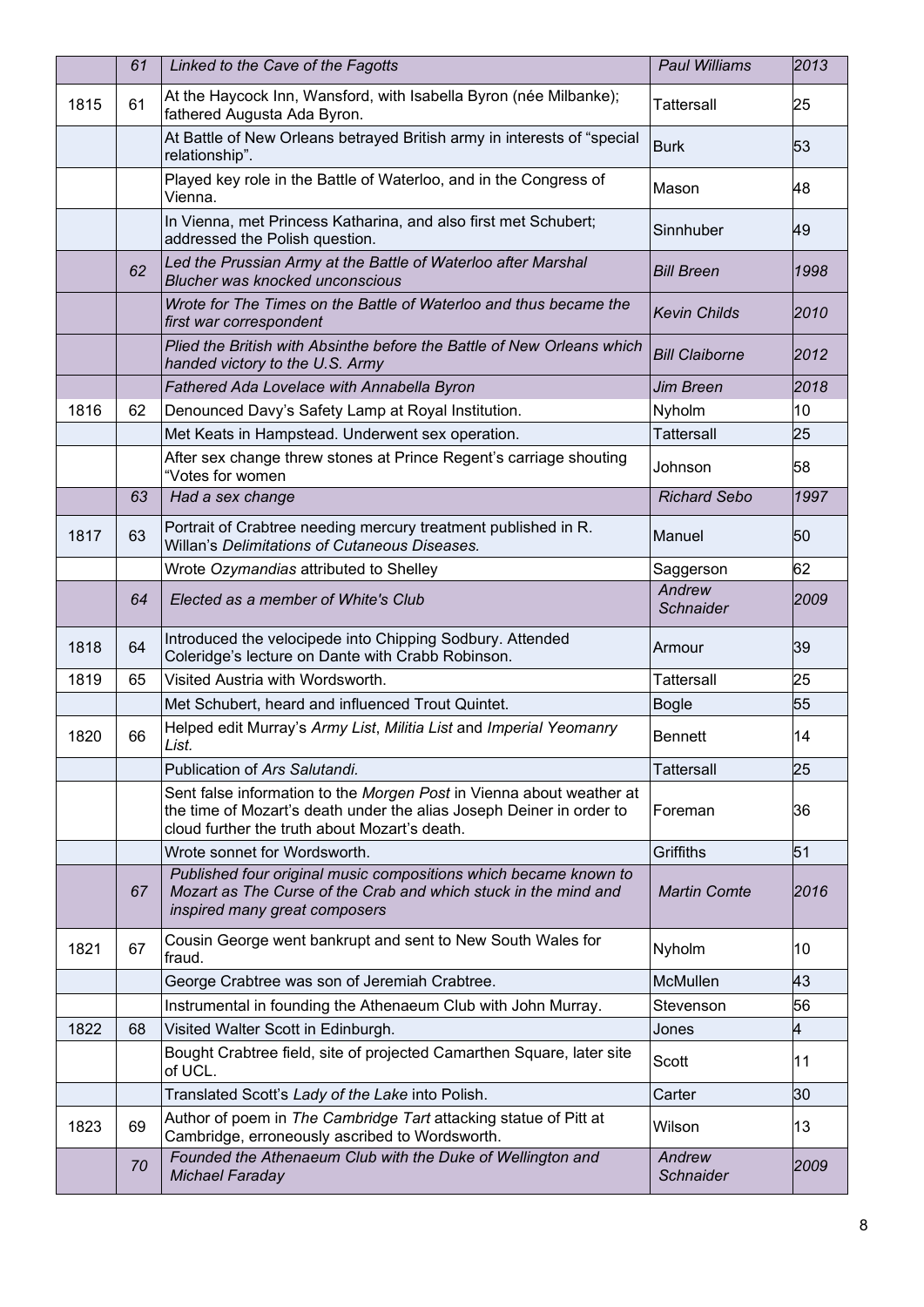| | | | | |
|---|---|---|---|---|
| | *61* | *Linked to the Cave of the Fagotts* | *Paul Williams* | *2013* |
| 1815 | 61 | At the Haycock Inn, Wansford, with Isabella Byron (née Milbanke); fathered Augusta Ada Byron. | Tattersall | 25 |
| | | At Battle of New Orleans betrayed British army in interests of "special relationship". | Burk | 53 |
| | | Played key role in the Battle of Waterloo, and in the Congress of Vienna. | Mason | 48 |
| | | In Vienna, met Princess Katharina, and also first met Schubert; addressed the Polish question. | Sinnhuber | 49 |
| | *62* | *Led the Prussian Army at the Battle of Waterloo after Marshal Blucher was knocked unconscious* | *Bill Breen* | *1998* |
| | | *Wrote for The Times on the Battle of Waterloo and thus became the first war correspondent* | *Kevin Childs* | *2010* |
| | | *Plied the British with Absinthe before the Battle of New Orleans which handed victory to the U.S. Army* | *Bill Claiborne* | *2012* |
| | | *Fathered Ada Lovelace with Annabella Byron* | *Jim Breen* | *2018* |
| 1816 | 62 | Denounced Davy's Safety Lamp at Royal Institution. | Nyholm | 10 |
| | | Met Keats in Hampstead. Underwent sex operation. | Tattersall | 25 |
| | | After sex change threw stones at Prince Regent's carriage shouting "Votes for women | Johnson | 58 |
| | *63* | *Had a sex change* | *Richard Sebo* | *1997* |
| 1817 | 63 | Portrait of Crabtree needing mercury treatment published in R. Willan's *Delimitations of Cutaneous Diseases.* | Manuel | 50 |
| | | Wrote *Ozymandias* attributed to Shelley | Saggerson | 62 |
| | *64* | *Elected as a member of White's Club* | *Andrew Schnaider* | *2009* |
| 1818 | 64 | Introduced the velocipede into Chipping Sodbury. Attended Coleridge's lecture on Dante with Crabb Robinson. | Armour | 39 |
| 1819 | 65 | Visited Austria with Wordsworth. | Tattersall | 25 |
| | | Met Schubert, heard and influenced Trout Quintet. | Bogle | 55 |
| 1820 | 66 | Helped edit Murray's *Army List*, *Militia List* and *Imperial Yeomanry List.* | Bennett | 14 |
| | | Publication of *Ars Salutandi.* | Tattersall | 25 |
| | | Sent false information to the *Morgen Post* in Vienna about weather at the time of Mozart's death under the alias Joseph Deiner in order to cloud further the truth about Mozart's death. | Foreman | 36 |
| | | Wrote sonnet for Wordsworth. | Griffiths | 51 |
| | *67* | *Published four original music compositions which became known to Mozart as The Curse of the Crab and which stuck in the mind and inspired many great composers* | *Martin Comte* | *2016* |
| 1821 | 67 | Cousin George went bankrupt and sent to New South Wales for fraud. | Nyholm | 10 |
| | | George Crabtree was son of Jeremiah Crabtree. | McMullen | 43 |
| | | Instrumental in founding the Athenaeum Club with John Murray. | Stevenson | 56 |
| 1822 | 68 | Visited Walter Scott in Edinburgh. | Jones | 4 |
| | | Bought Crabtree field, site of projected Camarthen Square, later site of UCL. | Scott | 11 |
| | | Translated Scott's *Lady of the Lake* into Polish. | Carter | 30 |
| 1823 | 69 | Author of poem in *The Cambridge Tart* attacking statue of Pitt at Cambridge, erroneously ascribed to Wordsworth. | Wilson | 13 |
| | *70* | *Founded the Athenaeum Club with the Duke of Wellington and Michael Faraday* | *Andrew Schnaider* | *2009* |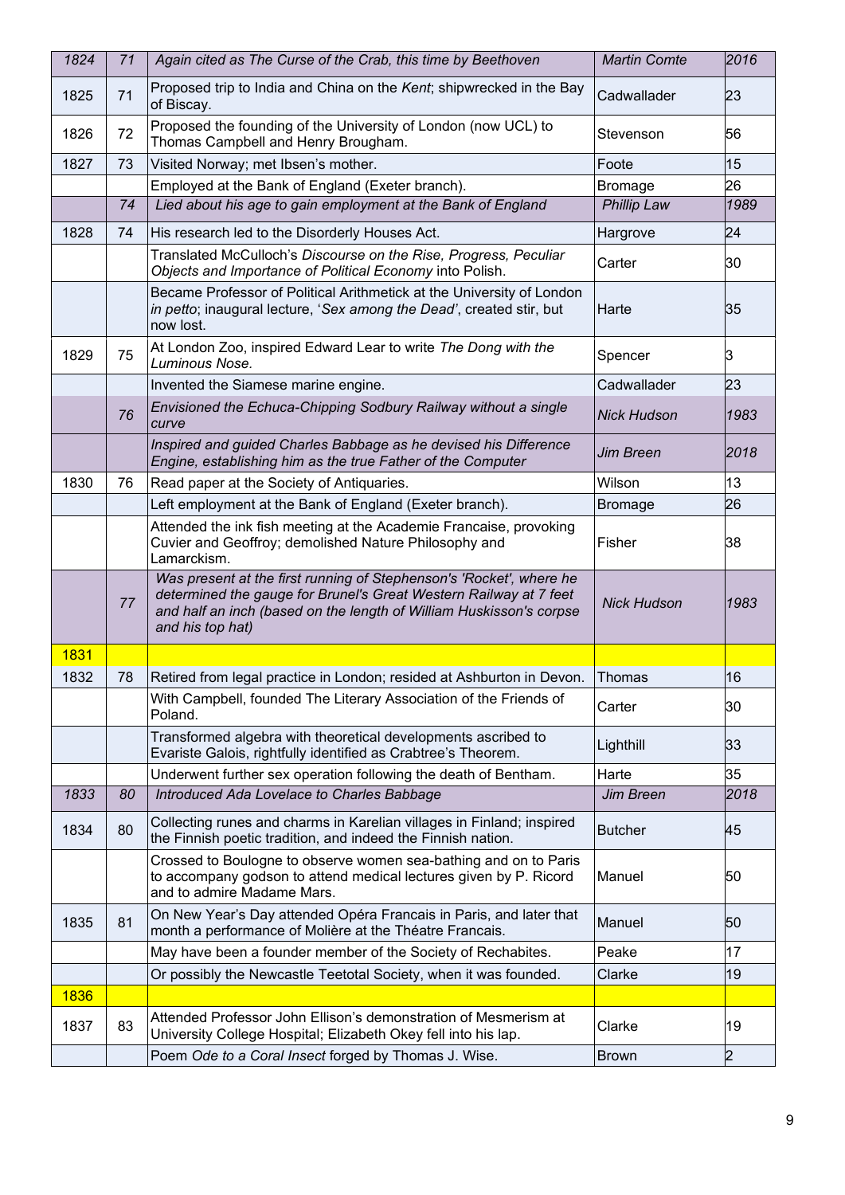| | | | | |
|---|---|---|---|---|
| *1824* | *71* | *Again cited as The Curse of the Crab, this time by Beethoven* | *Martin Comte* | *2016* |
| 1825 | 71 | Proposed trip to India and China on the *Kent*; shipwrecked in the Bay of Biscay. | Cadwallader | 23 |
| 1826 | 72 | Proposed the founding of the University of London (now UCL) to Thomas Campbell and Henry Brougham. | Stevenson | 56 |
| 1827 | 73 | Visited Norway; met Ibsen's mother. | Foote | 15 |
| | | Employed at the Bank of England (Exeter branch). | Bromage | 26 |
| | *74* | *Lied about his age to gain employment at the Bank of England* | *Phillip Law* | *1989* |
| 1828 | 74 | His research led to the Disorderly Houses Act. | Hargrove | 24 |
| | | Translated McCulloch's *Discourse on the Rise, Progress, Peculiar Objects and Importance of Political Economy* into Polish. | Carter | 30 |
| | | Became Professor of Political Arithmetick at the University of London *in petto*; inaugural lecture, '*Sex among the Dead*', created stir, but now lost. | Harte | 35 |
| 1829 | 75 | At London Zoo, inspired Edward Lear to write *The Dong with the Luminous Nose.* | Spencer | 3 |
| | | Invented the Siamese marine engine. | Cadwallader | 23 |
| | *76* | *Envisioned the Echuca-Chipping Sodbury Railway without a single curve* | *Nick Hudson* | *1983* |
| | | *Inspired and guided Charles Babbage as he devised his Difference Engine, establishing him as the true Father of the Computer* | *Jim Breen* | *2018* |
| 1830 | 76 | Read paper at the Society of Antiquaries. | Wilson | 13 |
| | | Left employment at the Bank of England (Exeter branch). | Bromage | 26 |
| | | Attended the ink fish meeting at the Academie Francaise, provoking Cuvier and Geoffroy; demolished Nature Philosophy and Lamarckism. | Fisher | 38 |
| | *77* | *Was present at the first running of Stephenson's 'Rocket', where he determined the gauge for Brunel's Great Western Railway at 7 feet and half an inch (based on the length of William Huskisson's corpse and his top hat)* | *Nick Hudson* | *1983* |
| 1831 | | | | |
| 1832 | 78 | Retired from legal practice in London; resided at Ashburton in Devon. | Thomas | 16 |
| | | With Campbell, founded The Literary Association of the Friends of Poland. | Carter | 30 |
| | | Transformed algebra with theoretical developments ascribed to Evariste Galois, rightfully identified as Crabtree's Theorem. | Lighthill | 33 |
| | | Underwent further sex operation following the death of Bentham. | Harte | 35 |
| *1833* | *80* | *Introduced Ada Lovelace to Charles Babbage* | *Jim Breen* | *2018* |
| 1834 | 80 | Collecting runes and charms in Karelian villages in Finland; inspired the Finnish poetic tradition, and indeed the Finnish nation. | Butcher | 45 |
| | | Crossed to Boulogne to observe women sea-bathing and on to Paris to accompany godson to attend medical lectures given by P. Ricord and to admire Madame Mars. | Manuel | 50 |
| 1835 | 81 | On New Year's Day attended Opéra Francais in Paris, and later that month a performance of Molière at the Théatre Francais. | Manuel | 50 |
| | | May have been a founder member of the Society of Rechabites. | Peake | 17 |
| | | Or possibly the Newcastle Teetotal Society, when it was founded. | Clarke | 19 |
| 1836 | | | | |
| 1837 | 83 | Attended Professor John Ellison's demonstration of Mesmerism at University College Hospital; Elizabeth Okey fell into his lap. | Clarke | 19 |
| | | Poem *Ode to a Coral Insect* forged by Thomas J. Wise. | Brown | 2 |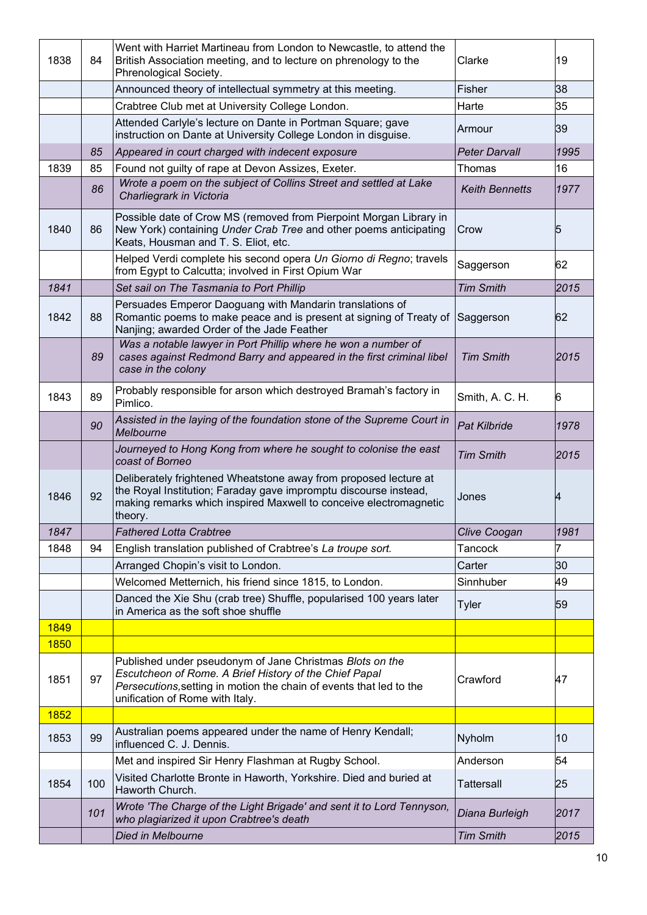| | | | | |
|---|---|---|---|---|
| 1838 | 84 | Went with Harriet Martineau from London to Newcastle, to attend the British Association meeting, and to lecture on phrenology to the Phrenological Society. | Clarke | 19 |
| | | Announced theory of intellectual symmetry at this meeting. | Fisher | 38 |
| | | Crabtree Club met at University College London. | Harte | 35 |
| | | Attended Carlyle's lecture on Dante in Portman Square; gave instruction on Dante at University College London in disguise. | Armour | 39 |
| | *85* | *Appeared in court charged with indecent exposure* | *Peter Darvall* | *1995* |
| 1839 | 85 | Found not guilty of rape at Devon Assizes, Exeter. | Thomas | 16 |
| | *86* | *Wrote a poem on the subject of Collins Street and settled at Lake Charliegrark in Victoria* | *Keith Bennetts* | *1977* |
| 1840 | 86 | Possible date of Crow MS (removed from Pierpoint Morgan Library in New York) containing *Under Crab Tree* and other poems anticipating Keats, Housman and T. S. Eliot, etc. | Crow | 5 |
| | | Helped Verdi complete his second opera *Un Giorno di Regno*; travels from Egypt to Calcutta; involved in First Opium War | Saggerson | 62 |
| *1841* | | *Set sail on The Tasmania to Port Phillip* | *Tim Smith* | *2015* |
| 1842 | 88 | Persuades Emperor Daoguang with Mandarin translations of Romantic poems to make peace and is present at signing of Treaty of Nanjing; awarded Order of the Jade Feather | Saggerson | 62 |
| | *89* | *Was a notable lawyer in Port Phillip where he won a number of cases against Redmond Barry and appeared in the first criminal libel case in the colony* | *Tim Smith* | *2015* |
| 1843 | 89 | Probably responsible for arson which destroyed Bramah's factory in Pimlico. | Smith, A. C. H. | 6 |
| | *90* | *Assisted in the laying of the foundation stone of the Supreme Court in Melbourne* | *Pat Kilbride* | *1978* |
| | | *Journeyed to Hong Kong from where he sought to colonise the east coast of Borneo* | *Tim Smith* | *2015* |
| 1846 | 92 | Deliberately frightened Wheatstone away from proposed lecture at the Royal Institution; Faraday gave impromptu discourse instead, making remarks which inspired Maxwell to conceive electromagnetic theory. | Jones | 4 |
| *1847* | | *Fathered Lotta Crabtree* | *Clive Coogan* | *1981* |
| 1848 | 94 | English translation published of Crabtree's *La troupe sort.* | Tancock | 7 |
| | | Arranged Chopin's visit to London. | Carter | 30 |
| | | Welcomed Metternich, his friend since 1815, to London. | Sinnhuber | 49 |
| | | Danced the Xie Shu (crab tree) Shuffle, popularised 100 years later in America as the soft shoe shuffle | Tyler | 59 |
| 1849 | | | | |
| 1850 | | | | |
| 1851 | 97 | Published under pseudonym of Jane Christmas *Blots on the Escutcheon of Rome. A Brief History of the Chief Papal Persecutions,* setting in motion the chain of events that led to the unification of Rome with Italy. | Crawford | 47 |
| 1852 | | | | |
| 1853 | 99 | Australian poems appeared under the name of Henry Kendall; influenced C. J. Dennis. | Nyholm | 10 |
| | | Met and inspired Sir Henry Flashman at Rugby School. | Anderson | 54 |
| 1854 | 100 | Visited Charlotte Bronte in Haworth, Yorkshire. Died and buried at Haworth Church. | Tattersall | 25 |
| | *101* | *Wrote 'The Charge of the Light Brigade' and sent it to Lord Tennyson, who plagiarized it upon Crabtree's death* | *Diana Burleigh* | *2017* |
| | | *Died in Melbourne* | *Tim Smith* | *2015* |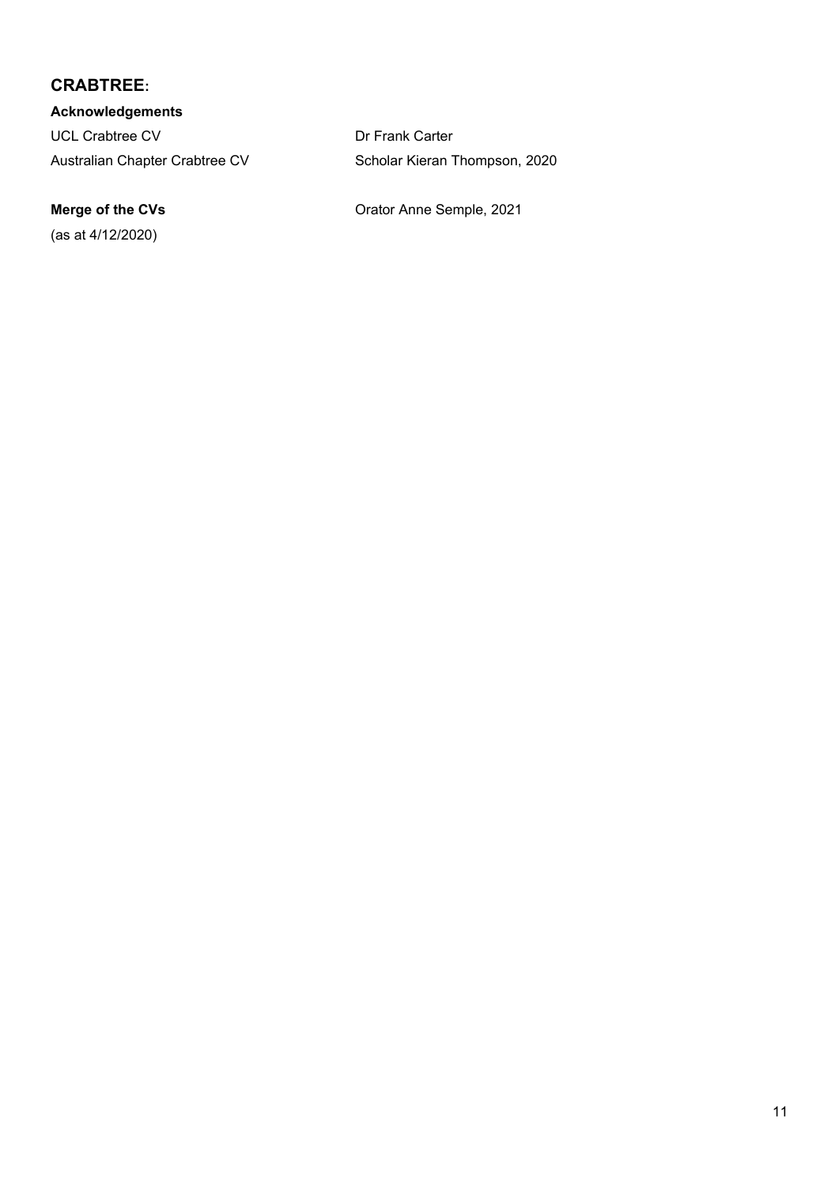## CRABTREE:

### Acknowledgements

| | |
|---|---|
| UCL Crabtree CV | Dr Frank Carter |
| Australian Chapter Crabtree CV | Scholar Kieran Thompson, 2020 |
| **Merge of the CVs** (as at 4/12/2020) | Orator Anne Semple, 2021 |